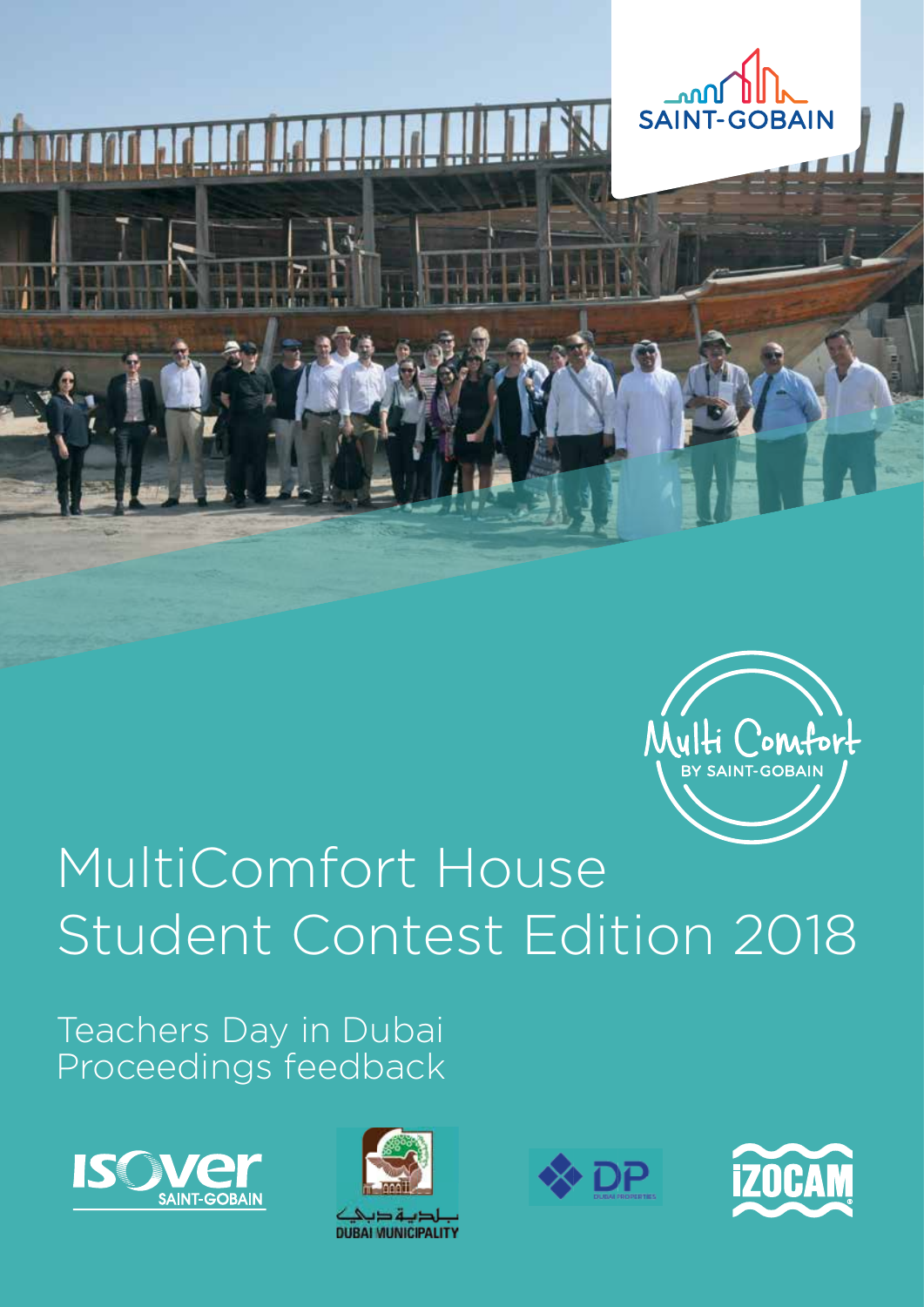SAINT-GOBAIN

Multi Comfort BY SAINT-GOBAIN

# MultiComfort House Student Contest Edition 2018

## Teachers Day in Dubai Proceedings feedback

ISOVER SAINT-GOBAIN

بلدية دبي DUBAI MUNICIPALITY

DP DUBAI PROPERTIES

IZOCAM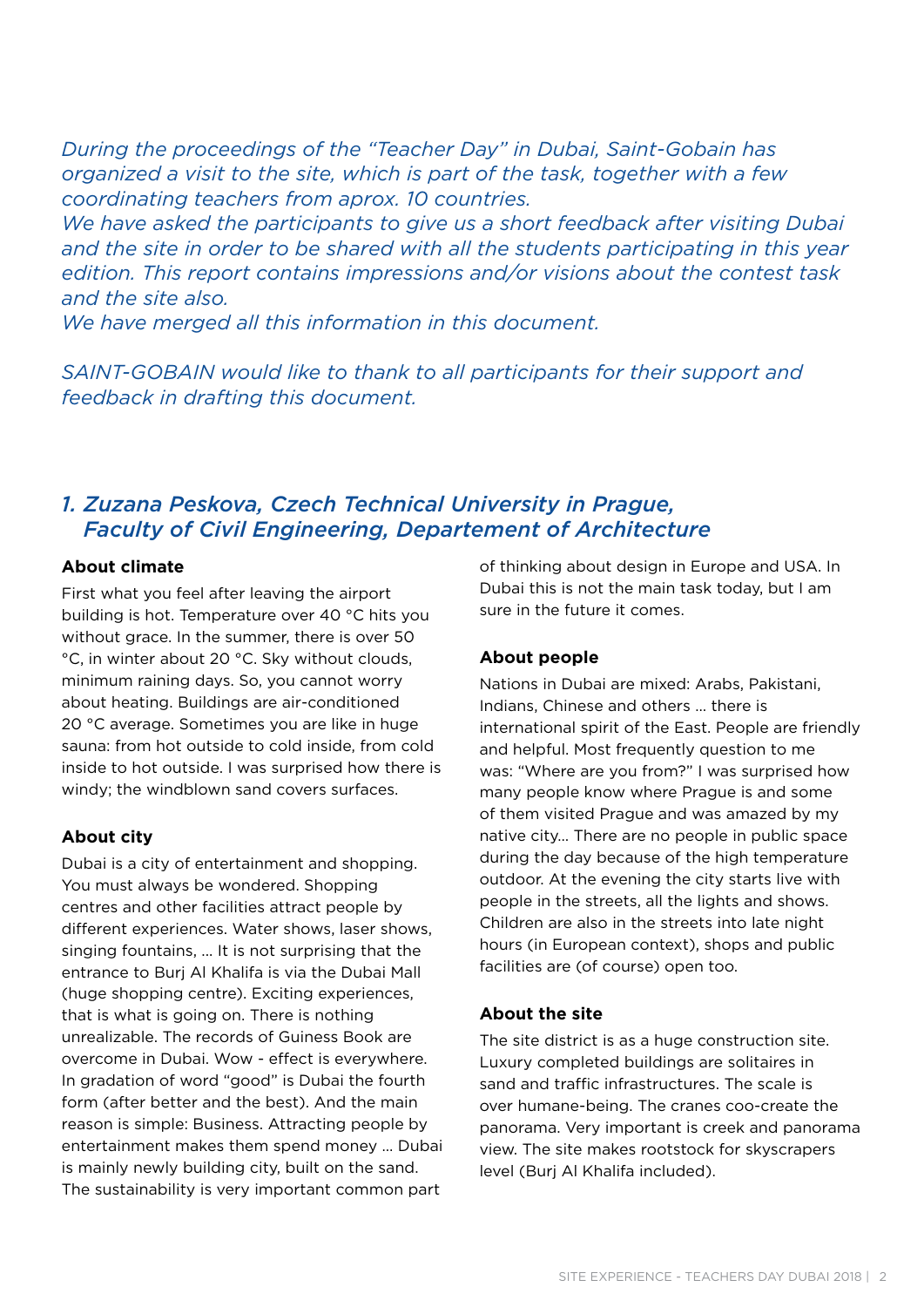*During the proceedings of the "Teacher Day" in Dubai, Saint-Gobain has organized a visit to the site, which is part of the task, together with a few coordinating teachers from aprox. 10 countries.*
*We have asked the participants to give us a short feedback after visiting Dubai and the site in order to be shared with all the students participating in this year edition. This report contains impressions and/or visions about the contest task and the site also.*
*We have merged all this information in this document.*

*SAINT-GOBAIN would like to thank to all participants for their support and feedback in drafting this document.*

## *1. Zuzana Peskova, Czech Technical University in Prague, Faculty of Civil Engineering, Departement of Architecture*

**About climate**

First what you feel after leaving the airport building is hot. Temperature over 40 °C hits you without grace. In the summer, there is over 50 °C, in winter about 20 °C. Sky without clouds, minimum raining days. So, you cannot worry about heating. Buildings are air-conditioned 20 °C average. Sometimes you are like in huge sauna: from hot outside to cold inside, from cold inside to hot outside. I was surprised how there is windy; the windblown sand covers surfaces.

**About city**

Dubai is a city of entertainment and shopping. You must always be wondered. Shopping centres and other facilities attract people by different experiences. Water shows, laser shows, singing fountains, ... It is not surprising that the entrance to Burj Al Khalifa is via the Dubai Mall (huge shopping centre). Exciting experiences, that is what is going on. There is nothing unrealizable. The records of Guiness Book are overcome in Dubai. Wow - effect is everywhere. In gradation of word "good" is Dubai the fourth form (after better and the best). And the main reason is simple: Business. Attracting people by entertainment makes them spend money ... Dubai is mainly newly building city, built on the sand. The sustainability is very important common part of thinking about design in Europe and USA. In Dubai this is not the main task today, but I am sure in the future it comes.

**About people**

Nations in Dubai are mixed: Arabs, Pakistani, Indians, Chinese and others ... there is international spirit of the East. People are friendly and helpful. Most frequently question to me was: "Where are you from?" I was surprised how many people know where Prague is and some of them visited Prague and was amazed by my native city... There are no people in public space during the day because of the high temperature outdoor. At the evening the city starts live with people in the streets, all the lights and shows. Children are also in the streets into late night hours (in European context), shops and public facilities are (of course) open too.

**About the site**

The site district is as a huge construction site. Luxury completed buildings are solitaires in sand and traffic infrastructures. The scale is over humane-being. The cranes coo-create the panorama. Very important is creek and panorama view. The site makes rootstock for skyscrapers level (Burj Al Khalifa included).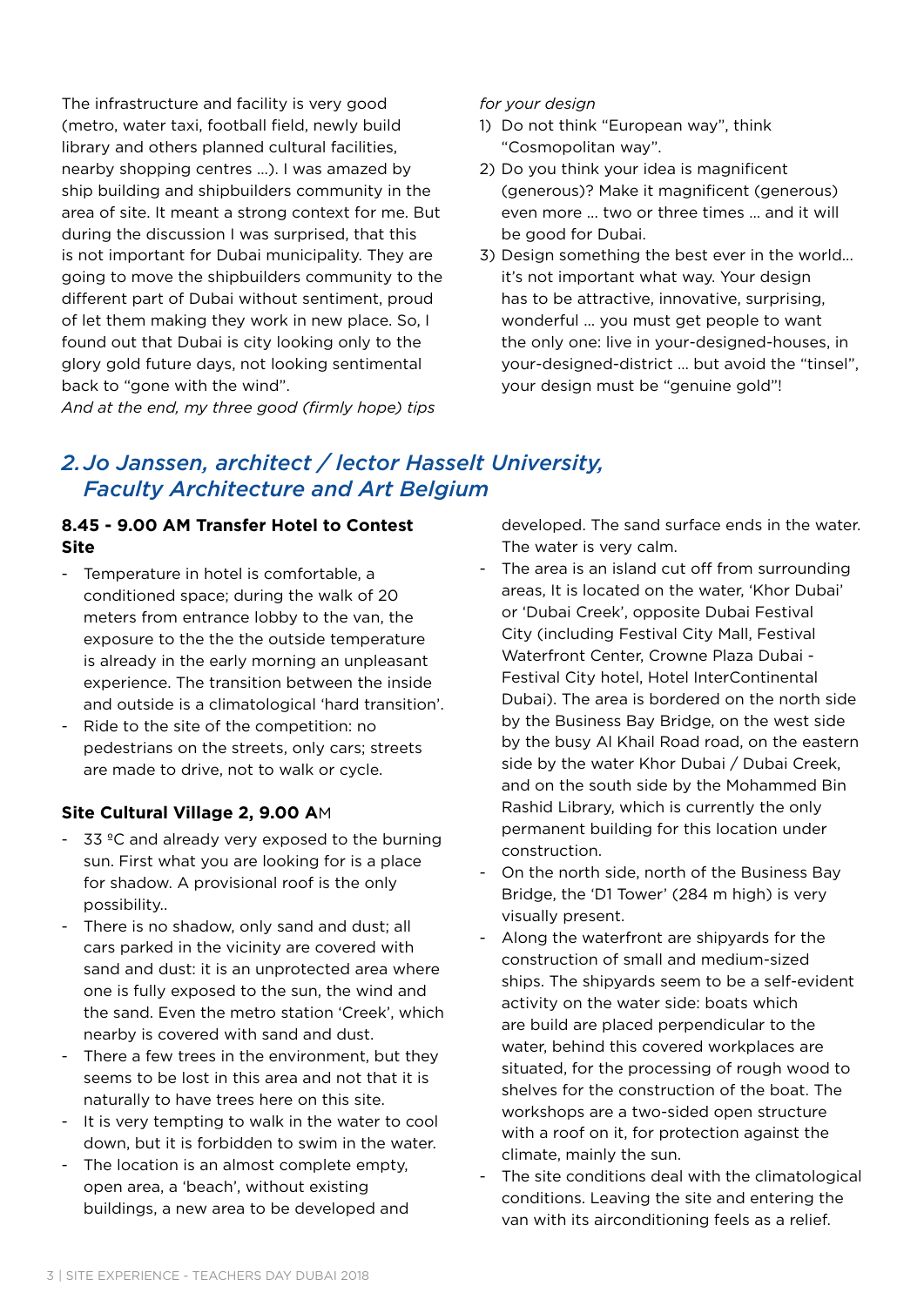The infrastructure and facility is very good (metro, water taxi, football field, newly build library and others planned cultural facilities, nearby shopping centres …). I was amazed by ship building and shipbuilders community in the area of site. It meant a strong context for me. But during the discussion I was surprised, that this is not important for Dubai municipality. They are going to move the shipbuilders community to the different part of Dubai without sentiment, proud of let them making they work in new place. So, I found out that Dubai is city looking only to the glory gold future days, not looking sentimental back to "gone with the wind".

*And at the end, my three good (firmly hope) tips for your design*

1) Do not think "European way", think "Cosmopolitan way".
2) Do you think your idea is magnificent (generous)? Make it magnificent (generous) even more … two or three times … and it will be good for Dubai.
3) Design something the best ever in the world… it's not important what way. Your design has to be attractive, innovative, surprising, wonderful … you must get people to want the only one: live in your-designed-houses, in your-designed-district … but avoid the "tinsel", your design must be "genuine gold"!

## *2. Jo Janssen, architect / lector Hasselt University, Faculty Architecture and Art Belgium*

**8.45 - 9.00 AM Transfer Hotel to Contest Site**

- Temperature in hotel is comfortable, a conditioned space; during the walk of 20 meters from entrance lobby to the van, the exposure to the the the outside temperature is already in the early morning an unpleasant experience. The transition between the inside and outside is a climatological 'hard transition'.
- Ride to the site of the competition: no pedestrians on the streets, only cars; streets are made to drive, not to walk or cycle.

**Site Cultural Village 2, 9.00 AM**

- 33 ºC and already very exposed to the burning sun. First what you are looking for is a place for shadow. A provisional roof is the only possibility..
- There is no shadow, only sand and dust; all cars parked in the vicinity are covered with sand and dust: it is an unprotected area where one is fully exposed to the sun, the wind and the sand. Even the metro station 'Creek', which nearby is covered with sand and dust.
- There a few trees in the environment, but they seems to be lost in this area and not that it is naturally to have trees here on this site.
- It is very tempting to walk in the water to cool down, but it is forbidden to swim in the water.
- The location is an almost complete empty, open area, a 'beach', without existing buildings, a new area to be developed and developed. The sand surface ends in the water. The water is very calm.
- The area is an island cut off from surrounding areas, It is located on the water, 'Khor Dubai' or 'Dubai Creek', opposite Dubai Festival City (including Festival City Mall, Festival Waterfront Center, Crowne Plaza Dubai - Festival City hotel, Hotel InterContinental Dubai). The area is bordered on the north side by the Business Bay Bridge, on the west side by the busy Al Khail Road road, on the eastern side by the water Khor Dubai / Dubai Creek, and on the south side by the Mohammed Bin Rashid Library, which is currently the only permanent building for this location under construction.
- On the north side, north of the Business Bay Bridge, the 'D1 Tower' (284 m high) is very visually present.
- Along the waterfront are shipyards for the construction of small and medium-sized ships. The shipyards seem to be a self-evident activity on the water side: boats which are build are placed perpendicular to the water, behind this covered workplaces are situated, for the processing of rough wood to shelves for the construction of the boat. The workshops are a two-sided open structure with a roof on it, for protection against the climate, mainly the sun.
- The site conditions deal with the climatological conditions. Leaving the site and entering the van with its airconditioning feels as a relief.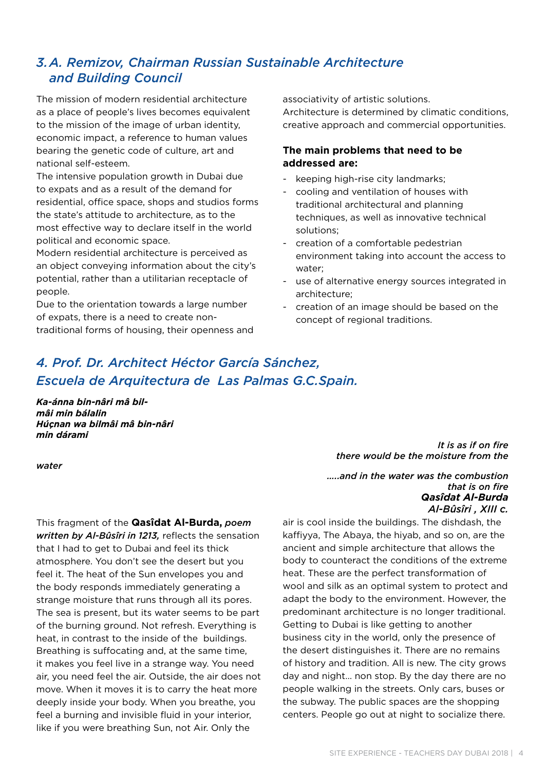## 3. A. Remizov, Chairman Russian Sustainable Architecture and Building Council

The mission of modern residential architecture as a place of people's lives becomes equivalent to the mission of the image of urban identity, economic impact, a reference to human values bearing the genetic code of culture, art and national self-esteem.
The intensive population growth in Dubai due to expats and as a result of the demand for residential, office space, shops and studios forms the state's attitude to architecture, as to the most effective way to declare itself in the world political and economic space.
Modern residential architecture is perceived as an object conveying information about the city's potential, rather than a utilitarian receptacle of people.
Due to the orientation towards a large number of expats, there is a need to create non-traditional forms of housing, their openness and associativity of artistic solutions.
Architecture is determined by climatic conditions, creative approach and commercial opportunities.

**The main problems that need to be addressed are:**

- keeping high-rise city landmarks;
- cooling and ventilation of houses with traditional architectural and planning techniques, as well as innovative technical solutions;
- creation of a comfortable pedestrian environment taking into account the access to water;
- use of alternative energy sources integrated in architecture;
- creation of an image should be based on the concept of regional traditions.

## 4. Prof. Dr. Architect Héctor García Sánchez, Escuela de Arquitectura de Las Palmas G.C.Spain.

***Ka-ánna bin-nâri mâ bil-mâi min bálalin***
***Húçnan wa bilmâi mâ bin-nâri min dárami***

*It is as if on fire there would be the moisture from the water*

*.....and in the water was the combustion that is on fire*

***Qasîdat Al-Burda***
***Al-Bûsîri , XIII c.***

This fragment of the **Qasîdat Al-Burda,** ***poem written by Al-Bûsîri in 1213,*** reflects the sensation that I had to get to Dubai and feel its thick atmosphere. You don't see the desert but you feel it. The heat of the Sun envelopes you and the body responds immediately generating a strange moisture that runs through all its pores. The sea is present, but its water seems to be part of the burning ground. Not refresh. Everything is heat, in contrast to the inside of the buildings. Breathing is suffocating and, at the same time, it makes you feel live in a strange way. You need air, you need feel the air. Outside, the air does not move. When it moves it is to carry the heat more deeply inside your body. When you breathe, you feel a burning and invisible fluid in your interior, like if you were breathing Sun, not Air. Only the air is cool inside the buildings. The dishdash, the kaffiyya, The Abaya, the hiyab, and so on, are the ancient and simple architecture that allows the body to counteract the conditions of the extreme heat. These are the perfect transformation of wool and silk as an optimal system to protect and adapt the body to the environment. However, the predominant architecture is no longer traditional. Getting to Dubai is like getting to another business city in the world, only the presence of the desert distinguishes it. There are no remains of history and tradition. All is new. The city grows day and night... non stop. By the day there are no people walking in the streets. Only cars, buses or the subway. The public spaces are the shopping centers. People go out at night to socialize there.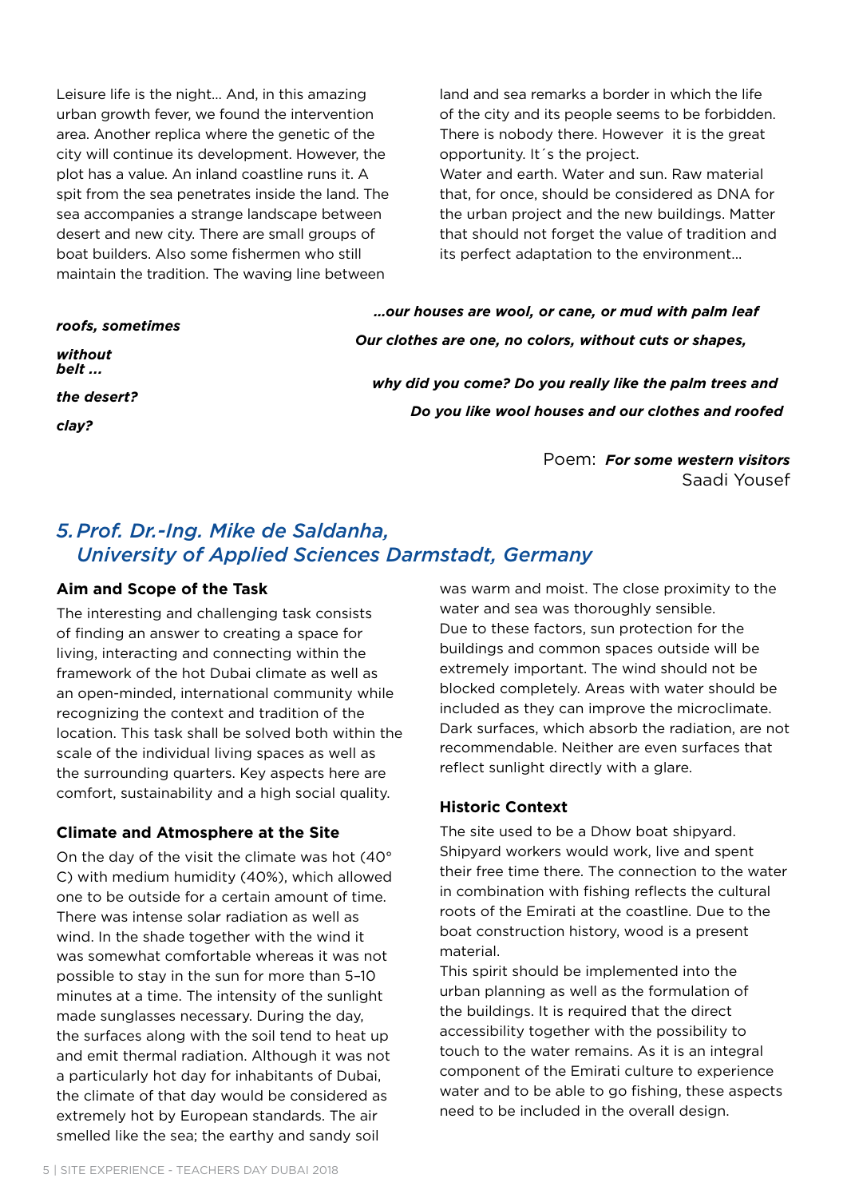Leisure life is the night... And, in this amazing urban growth fever, we found the intervention area. Another replica where the genetic of the city will continue its development. However, the plot has a value. An inland coastline runs it. A spit from the sea penetrates inside the land. The sea accompanies a strange landscape between desert and new city. There are small groups of boat builders. Also some fishermen who still maintain the tradition. The waving line between land and sea remarks a border in which the life of the city and its people seems to be forbidden. There is nobody there. However it is the great opportunity. It´s the project.
Water and earth. Water and sun. Raw material that, for once, should be considered as DNA for the urban project and the new buildings. Matter that should not forget the value of tradition and its perfect adaptation to the environment...

***...our houses are wool, or cane, or mud with palm leaf roofs, sometimes***
***Our clothes are one, no colors, without cuts or shapes, without belt ...***

***why did you come? Do you really like the palm trees and the desert?***
***Do you like wool houses and our clothes and roofed clay?***

Poem: ***For some western visitors***
Saadi Yousef

## 5. Prof. Dr.-Ing. Mike de Saldanha, University of Applied Sciences Darmstadt, Germany

### Aim and Scope of the Task

The interesting and challenging task consists of finding an answer to creating a space for living, interacting and connecting within the framework of the hot Dubai climate as well as an open-minded, international community while recognizing the context and tradition of the location. This task shall be solved both within the scale of the individual living spaces as well as the surrounding quarters. Key aspects here are comfort, sustainability and a high social quality.

### Climate and Atmosphere at the Site

On the day of the visit the climate was hot (40° C) with medium humidity (40%), which allowed one to be outside for a certain amount of time. There was intense solar radiation as well as wind. In the shade together with the wind it was somewhat comfortable whereas it was not possible to stay in the sun for more than 5–10 minutes at a time. The intensity of the sunlight made sunglasses necessary. During the day, the surfaces along with the soil tend to heat up and emit thermal radiation. Although it was not a particularly hot day for inhabitants of Dubai, the climate of that day would be considered as extremely hot by European standards. The air smelled like the sea; the earthy and sandy soil was warm and moist. The close proximity to the water and sea was thoroughly sensible.
Due to these factors, sun protection for the buildings and common spaces outside will be extremely important. The wind should not be blocked completely. Areas with water should be included as they can improve the microclimate. Dark surfaces, which absorb the radiation, are not recommendable. Neither are even surfaces that reflect sunlight directly with a glare.

### Historic Context

The site used to be a Dhow boat shipyard. Shipyard workers would work, live and spent their free time there. The connection to the water in combination with fishing reflects the cultural roots of the Emirati at the coastline. Due to the boat construction history, wood is a present material.
This spirit should be implemented into the urban planning as well as the formulation of the buildings. It is required that the direct accessibility together with the possibility to touch to the water remains. As it is an integral component of the Emirati culture to experience water and to be able to go fishing, these aspects need to be included in the overall design.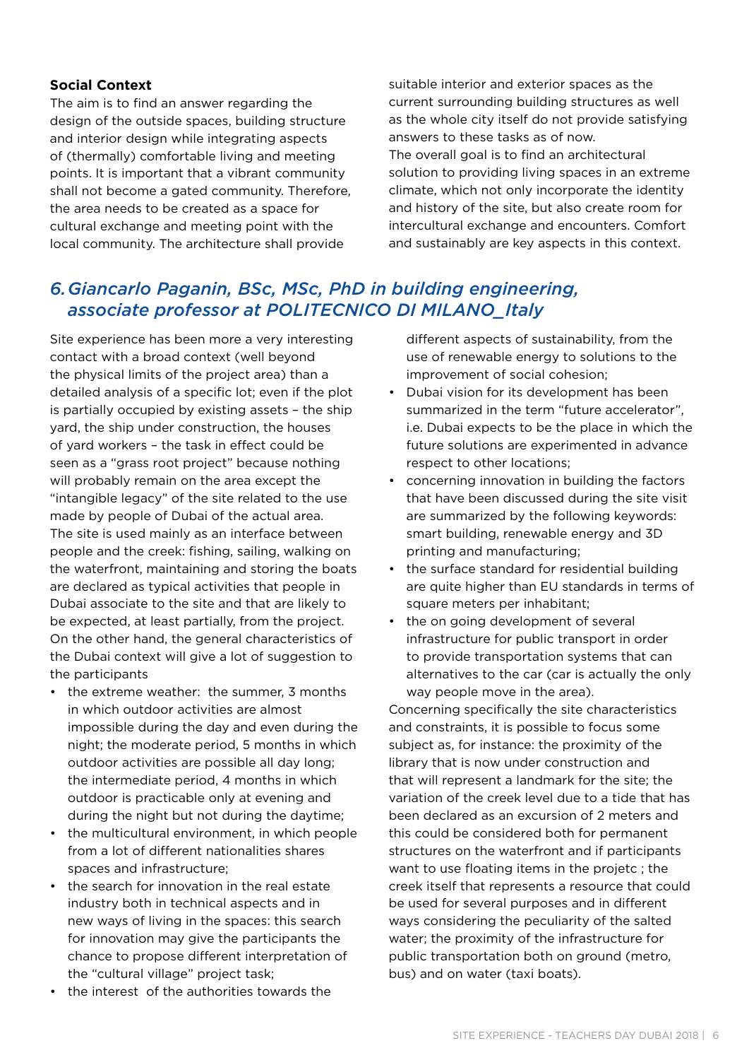### Social Context

The aim is to find an answer regarding the design of the outside spaces, building structure and interior design while integrating aspects of (thermally) comfortable living and meeting points. It is important that a vibrant community shall not become a gated community. Therefore, the area needs to be created as a space for cultural exchange and meeting point with the local community. The architecture shall provide suitable interior and exterior spaces as the current surrounding building structures as well as the whole city itself do not provide satisfying answers to these tasks as of now.
The overall goal is to find an architectural solution to providing living spaces in an extreme climate, which not only incorporate the identity and history of the site, but also create room for intercultural exchange and encounters. Comfort and sustainably are key aspects in this context.

## *6. Giancarlo Paganin, BSc, MSc, PhD in building engineering, associate professor at POLITECNICO DI MILANO_Italy*

Site experience has been more a very interesting contact with a broad context (well beyond the physical limits of the project area) than a detailed analysis of a specific lot; even if the plot is partially occupied by existing assets – the ship yard, the ship under construction, the houses of yard workers – the task in effect could be seen as a "grass root project" because nothing will probably remain on the area except the "intangible legacy" of the site related to the use made by people of Dubai of the actual area.
The site is used mainly as an interface between people and the creek: fishing, sailing, walking on the waterfront, maintaining and storing the boats are declared as typical activities that people in Dubai associate to the site and that are likely to be expected, at least partially, from the project.
On the other hand, the general characteristics of the Dubai context will give a lot of suggestion to the participants

- the extreme weather: the summer, 3 months in which outdoor activities are almost impossible during the day and even during the night; the moderate period, 5 months in which outdoor activities are possible all day long; the intermediate period, 4 months in which outdoor is practicable only at evening and during the night but not during the daytime;
- the multicultural environment, in which people from a lot of different nationalities shares spaces and infrastructure;
- the search for innovation in the real estate industry both in technical aspects and in new ways of living in the spaces: this search for innovation may give the participants the chance to propose different interpretation of the "cultural village" project task;
- the interest of the authorities towards the different aspects of sustainability, from the use of renewable energy to solutions to the improvement of social cohesion;
- Dubai vision for its development has been summarized in the term "future accelerator", i.e. Dubai expects to be the place in which the future solutions are experimented in advance respect to other locations;
- concerning innovation in building the factors that have been discussed during the site visit are summarized by the following keywords: smart building, renewable energy and 3D printing and manufacturing;
- the surface standard for residential building are quite higher than EU standards in terms of square meters per inhabitant;
- the on going development of several infrastructure for public transport in order to provide transportation systems that can alternatives to the car (car is actually the only way people move in the area).

Concerning specifically the site characteristics and constraints, it is possible to focus some subject as, for instance: the proximity of the library that is now under construction and that will represent a landmark for the site; the variation of the creek level due to a tide that has been declared as an excursion of 2 meters and this could be considered both for permanent structures on the waterfront and if participants want to use floating items in the projetc ; the creek itself that represents a resource that could be used for several purposes and in different ways considering the peculiarity of the salted water; the proximity of the infrastructure for public transportation both on ground (metro, bus) and on water (taxi boats).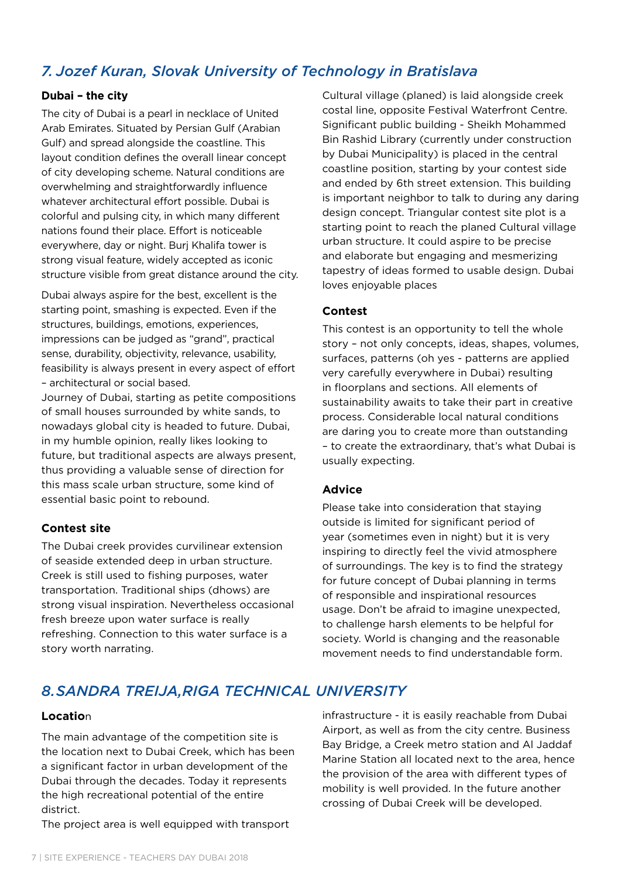## 7. Jozef Kuran, Slovak University of Technology in Bratislava

### Dubai – the city

The city of Dubai is a pearl in necklace of United Arab Emirates. Situated by Persian Gulf (Arabian Gulf) and spread alongside the coastline. This layout condition defines the overall linear concept of city developing scheme. Natural conditions are overwhelming and straightforwardly influence whatever architectural effort possible. Dubai is colorful and pulsing city, in which many different nations found their place. Effort is noticeable everywhere, day or night. Burj Khalifa tower is strong visual feature, widely accepted as iconic structure visible from great distance around the city.

Dubai always aspire for the best, excellent is the starting point, smashing is expected. Even if the structures, buildings, emotions, experiences, impressions can be judged as "grand", practical sense, durability, objectivity, relevance, usability, feasibility is always present in every aspect of effort – architectural or social based.
Journey of Dubai, starting as petite compositions of small houses surrounded by white sands, to nowadays global city is headed to future. Dubai, in my humble opinion, really likes looking to future, but traditional aspects are always present, thus providing a valuable sense of direction for this mass scale urban structure, some kind of essential basic point to rebound.

### Contest site

The Dubai creek provides curvilinear extension of seaside extended deep in urban structure. Creek is still used to fishing purposes, water transportation. Traditional ships (dhows) are strong visual inspiration. Nevertheless occasional fresh breeze upon water surface is really refreshing. Connection to this water surface is a story worth narrating.

Cultural village (planed) is laid alongside creek costal line, opposite Festival Waterfront Centre. Significant public building - Sheikh Mohammed Bin Rashid Library (currently under construction by Dubai Municipality) is placed in the central coastline position, starting by your contest side and ended by 6th street extension. This building is important neighbor to talk to during any daring design concept. Triangular contest site plot is a starting point to reach the planed Cultural village urban structure. It could aspire to be precise and elaborate but engaging and mesmerizing tapestry of ideas formed to usable design. Dubai loves enjoyable places

### Contest

This contest is an opportunity to tell the whole story – not only concepts, ideas, shapes, volumes, surfaces, patterns (oh yes - patterns are applied very carefully everywhere in Dubai) resulting in floorplans and sections. All elements of sustainability awaits to take their part in creative process. Considerable local natural conditions are daring you to create more than outstanding – to create the extraordinary, that's what Dubai is usually expecting.

### Advice

Please take into consideration that staying outside is limited for significant period of year (sometimes even in night) but it is very inspiring to directly feel the vivid atmosphere of surroundings. The key is to find the strategy for future concept of Dubai planning in terms of responsible and inspirational resources usage. Don't be afraid to imagine unexpected, to challenge harsh elements to be helpful for society. World is changing and the reasonable movement needs to find understandable form.

## 8. SANDRA TREIJA, RIGA TECHNICAL UNIVERSITY

### Location

The main advantage of the competition site is the location next to Dubai Creek, which has been a significant factor in urban development of the Dubai through the decades. Today it represents the high recreational potential of the entire district.
The project area is well equipped with transport infrastructure - it is easily reachable from Dubai Airport, as well as from the city centre. Business Bay Bridge, a Creek metro station and Al Jaddaf Marine Station all located next to the area, hence the provision of the area with different types of mobility is well provided. In the future another crossing of Dubai Creek will be developed.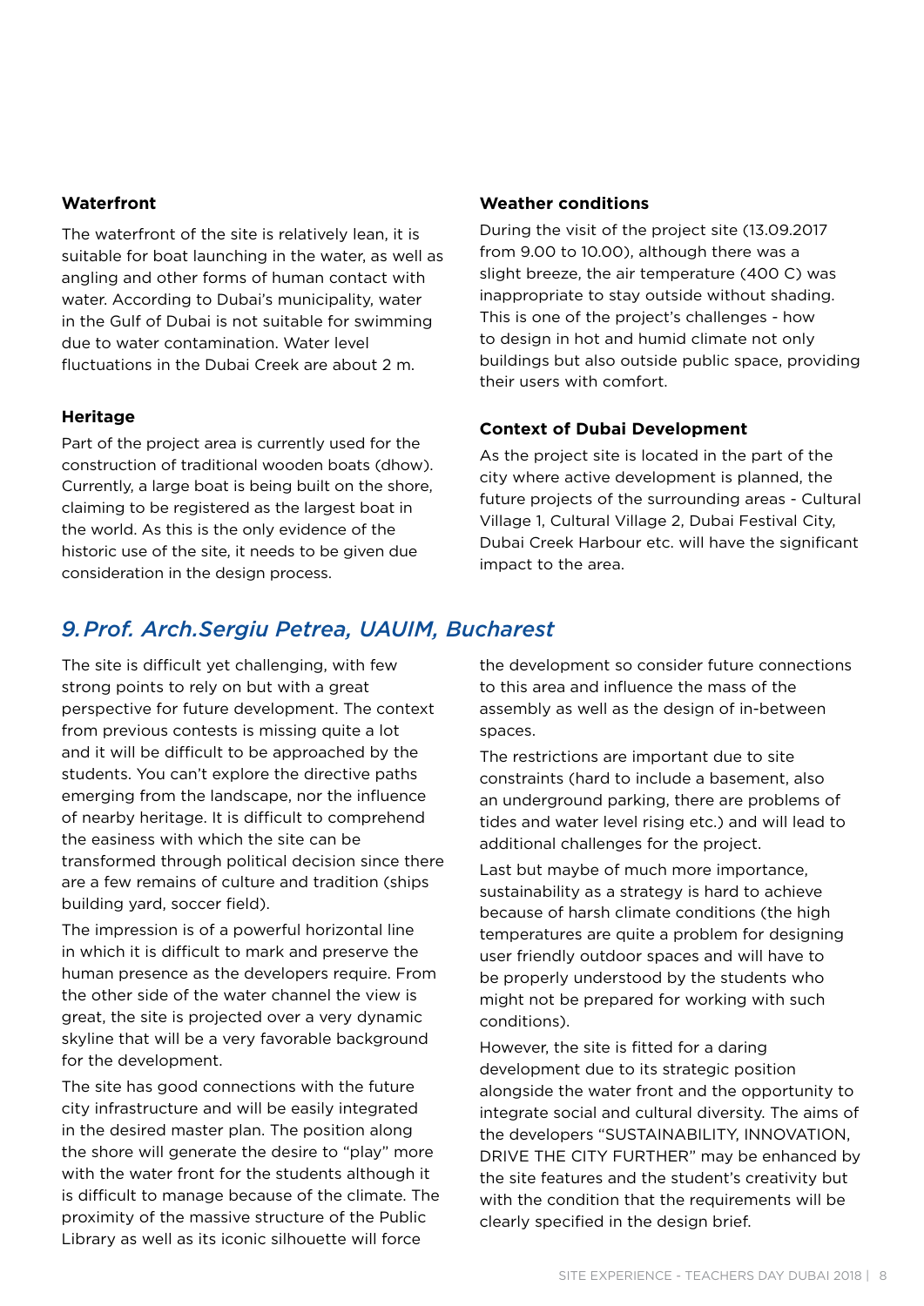### Waterfront

The waterfront of the site is relatively lean, it is suitable for boat launching in the water, as well as angling and other forms of human contact with water. According to Dubai's municipality, water in the Gulf of Dubai is not suitable for swimming due to water contamination. Water level fluctuations in the Dubai Creek are about 2 m.

### Heritage

Part of the project area is currently used for the construction of traditional wooden boats (dhow). Currently, a large boat is being built on the shore, claiming to be registered as the largest boat in the world. As this is the only evidence of the historic use of the site, it needs to be given due consideration in the design process.

### Weather conditions

During the visit of the project site (13.09.2017 from 9.00 to 10.00), although there was a slight breeze, the air temperature (400 C) was inappropriate to stay outside without shading. This is one of the project's challenges - how to design in hot and humid climate not only buildings but also outside public space, providing their users with comfort.

### Context of Dubai Development

As the project site is located in the part of the city where active development is planned, the future projects of the surrounding areas - Cultural Village 1, Cultural Village 2, Dubai Festival City, Dubai Creek Harbour etc. will have the significant impact to the area.

## *9. Prof. Arch.Sergiu Petrea, UAUIM, Bucharest*

The site is difficult yet challenging, with few strong points to rely on but with a great perspective for future development. The context from previous contests is missing quite a lot and it will be difficult to be approached by the students. You can't explore the directive paths emerging from the landscape, nor the influence of nearby heritage. It is difficult to comprehend the easiness with which the site can be transformed through political decision since there are a few remains of culture and tradition (ships building yard, soccer field).

The impression is of a powerful horizontal line in which it is difficult to mark and preserve the human presence as the developers require. From the other side of the water channel the view is great, the site is projected over a very dynamic skyline that will be a very favorable background for the development.

The site has good connections with the future city infrastructure and will be easily integrated in the desired master plan. The position along the shore will generate the desire to "play" more with the water front for the students although it is difficult to manage because of the climate. The proximity of the massive structure of the Public Library as well as its iconic silhouette will force the development so consider future connections to this area and influence the mass of the assembly as well as the design of in-between spaces.

The restrictions are important due to site constraints (hard to include a basement, also an underground parking, there are problems of tides and water level rising etc.) and will lead to additional challenges for the project.

Last but maybe of much more importance, sustainability as a strategy is hard to achieve because of harsh climate conditions (the high temperatures are quite a problem for designing user friendly outdoor spaces and will have to be properly understood by the students who might not be prepared for working with such conditions).

However, the site is fitted for a daring development due to its strategic position alongside the water front and the opportunity to integrate social and cultural diversity. The aims of the developers "SUSTAINABILITY, INNOVATION, DRIVE THE CITY FURTHER" may be enhanced by the site features and the student's creativity but with the condition that the requirements will be clearly specified in the design brief.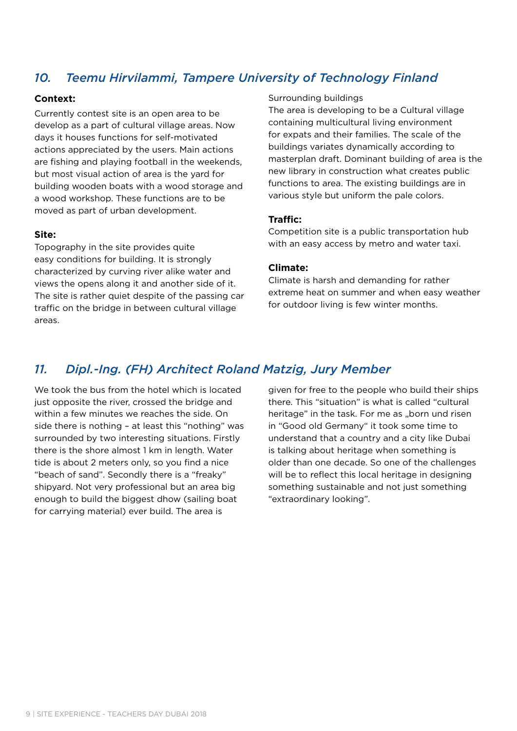## *10. Teemu Hirvilammi, Tampere University of Technology Finland*

**Context:**

Currently contest site is an open area to be develop as a part of cultural village areas. Now days it houses functions for self-motivated actions appreciated by the users. Main actions are fishing and playing football in the weekends, but most visual action of area is the yard for building wooden boats with a wood storage and a wood workshop. These functions are to be moved as part of urban development.

**Site:**

Topography in the site provides quite easy conditions for building. It is strongly characterized by curving river alike water and views the opens along it and another side of it. The site is rather quiet despite of the passing car traffic on the bridge in between cultural village areas.

Surrounding buildings

The area is developing to be a Cultural village containing multicultural living environment for expats and their families. The scale of the buildings variates dynamically according to masterplan draft. Dominant building of area is the new library in construction what creates public functions to area. The existing buildings are in various style but uniform the pale colors.

**Traffic:**

Competition site is a public transportation hub with an easy access by metro and water taxi.

**Climate:**

Climate is harsh and demanding for rather extreme heat on summer and when easy weather for outdoor living is few winter months.

## *11. Dipl.-Ing. (FH) Architect Roland Matzig, Jury Member*

We took the bus from the hotel which is located just opposite the river, crossed the bridge and within a few minutes we reaches the side. On side there is nothing – at least this "nothing" was surrounded by two interesting situations. Firstly there is the shore almost 1 km in length. Water tide is about 2 meters only, so you find a nice "beach of sand". Secondly there is a "freaky" shipyard. Not very professional but an area big enough to build the biggest dhow (sailing boat for carrying material) ever build. The area is given for free to the people who build their ships there. This "situation" is what is called "cultural heritage" in the task. For me as „born und risen in "Good old Germany" it took some time to understand that a country and a city like Dubai is talking about heritage when something is older than one decade. So one of the challenges will be to reflect this local heritage in designing something sustainable and not just something "extraordinary looking".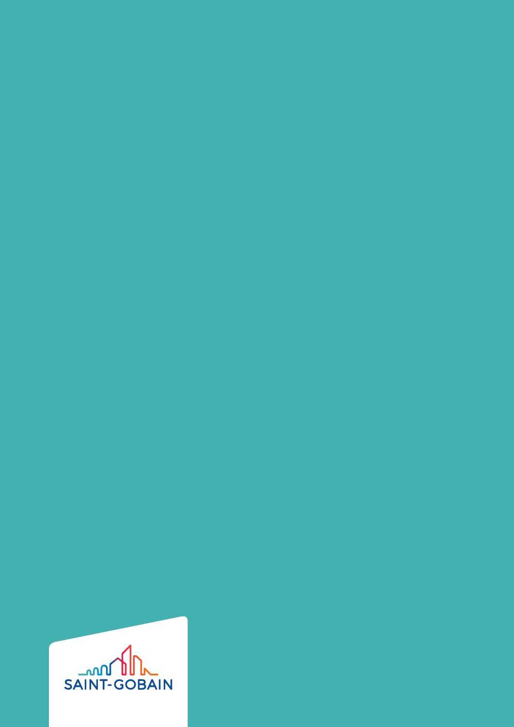SAINT-GOBAIN